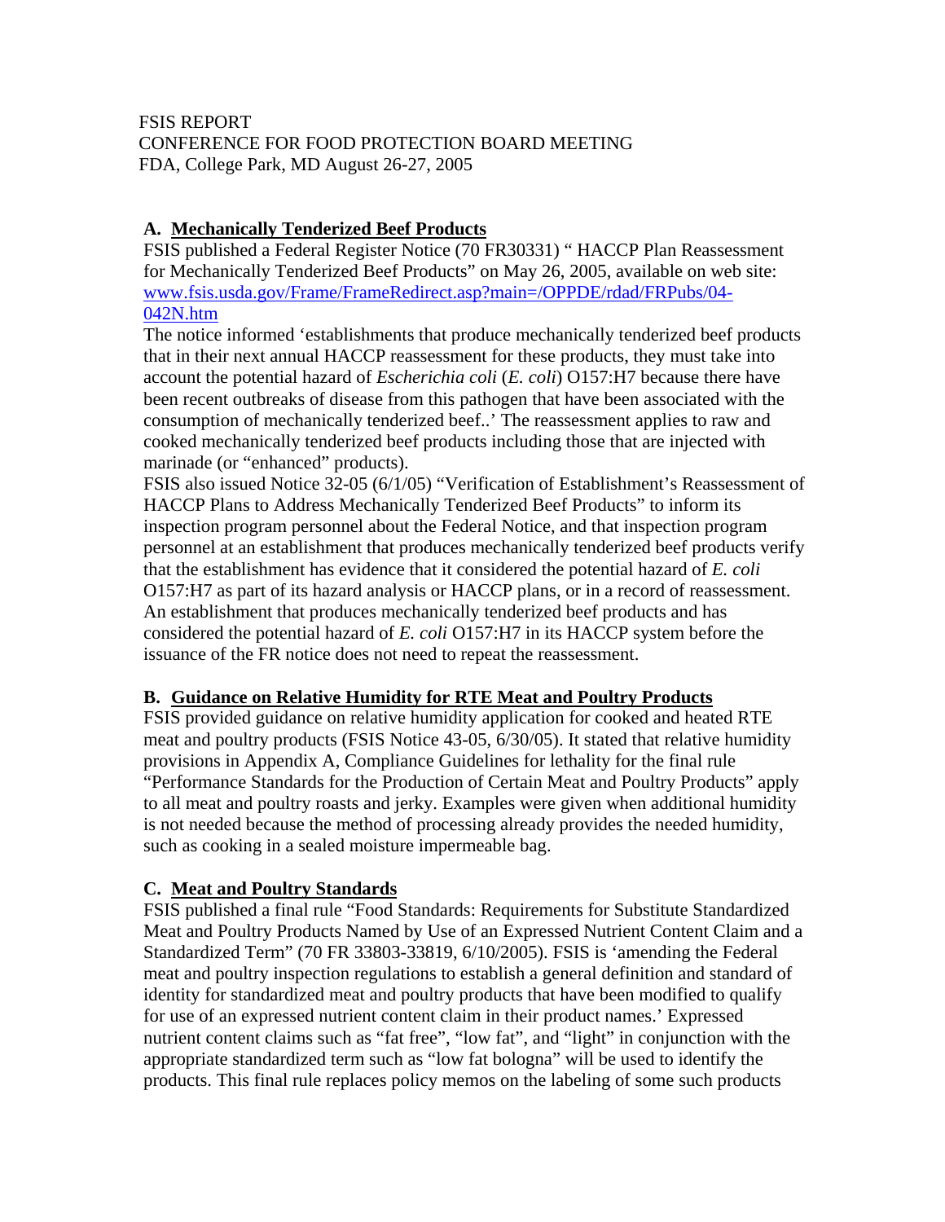FSIS REPORT
CONFERENCE FOR FOOD PROTECTION BOARD MEETING
FDA, College Park, MD August 26-27, 2005

## A. Mechanically Tenderized Beef Products

FSIS published a Federal Register Notice (70 FR30331) " HACCP Plan Reassessment for Mechanically Tenderized Beef Products" on May 26, 2005, available on web site: www.fsis.usda.gov/Frame/FrameRedirect.asp?main=/OPPDE/rdad/FRPubs/04-042N.htm

The notice informed 'establishments that produce mechanically tenderized beef products that in their next annual HACCP reassessment for these products, they must take into account the potential hazard of *Escherichia coli* (*E. coli*) O157:H7 because there have been recent outbreaks of disease from this pathogen that have been associated with the consumption of mechanically tenderized beef..' The reassessment applies to raw and cooked mechanically tenderized beef products including those that are injected with marinade (or "enhanced" products).

FSIS also issued Notice 32-05 (6/1/05) "Verification of Establishment's Reassessment of HACCP Plans to Address Mechanically Tenderized Beef Products" to inform its inspection program personnel about the Federal Notice, and that inspection program personnel at an establishment that produces mechanically tenderized beef products verify that the establishment has evidence that it considered the potential hazard of *E. coli* O157:H7 as part of its hazard analysis or HACCP plans, or in a record of reassessment. An establishment that produces mechanically tenderized beef products and has considered the potential hazard of *E. coli* O157:H7 in its HACCP system before the issuance of the FR notice does not need to repeat the reassessment.

## B. Guidance on Relative Humidity for RTE Meat and Poultry Products

FSIS provided guidance on relative humidity application for cooked and heated RTE meat and poultry products (FSIS Notice 43-05, 6/30/05). It stated that relative humidity provisions in Appendix A, Compliance Guidelines for lethality for the final rule "Performance Standards for the Production of Certain Meat and Poultry Products" apply to all meat and poultry roasts and jerky. Examples were given when additional humidity is not needed because the method of processing already provides the needed humidity, such as cooking in a sealed moisture impermeable bag.

## C. Meat and Poultry Standards

FSIS published a final rule "Food Standards: Requirements for Substitute Standardized Meat and Poultry Products Named by Use of an Expressed Nutrient Content Claim and a Standardized Term" (70 FR 33803-33819, 6/10/2005). FSIS is 'amending the Federal meat and poultry inspection regulations to establish a general definition and standard of identity for standardized meat and poultry products that have been modified to qualify for use of an expressed nutrient content claim in their product names.' Expressed nutrient content claims such as "fat free", "low fat", and "light" in conjunction with the appropriate standardized term such as "low fat bologna" will be used to identify the products. This final rule replaces policy memos on the labeling of some such products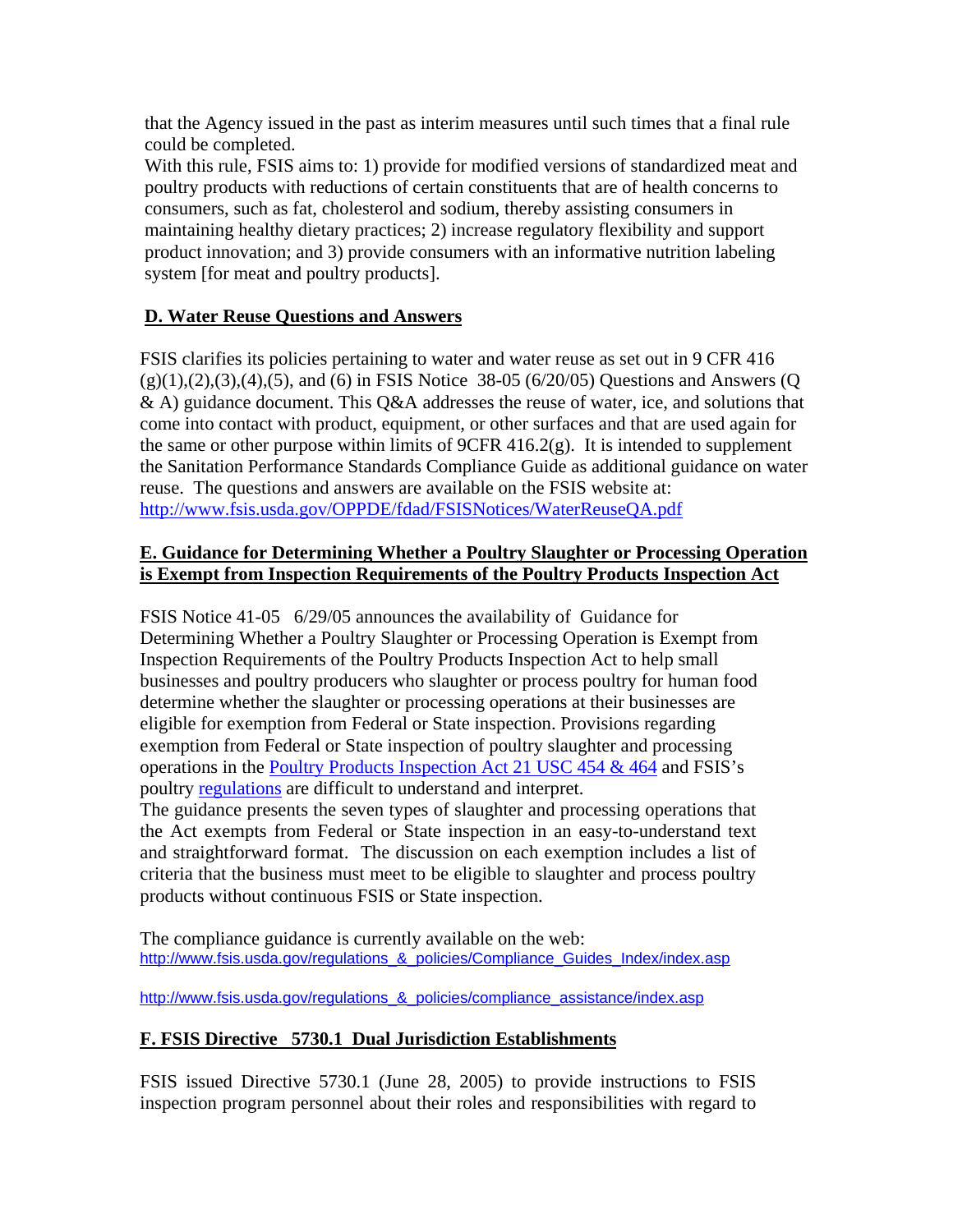that the Agency issued in the past as interim measures until such times that a final rule could be completed.

With this rule, FSIS aims to: 1) provide for modified versions of standardized meat and poultry products with reductions of certain constituents that are of health concerns to consumers, such as fat, cholesterol and sodium, thereby assisting consumers in maintaining healthy dietary practices; 2) increase regulatory flexibility and support product innovation; and 3) provide consumers with an informative nutrition labeling system [for meat and poultry products].

## D. Water Reuse Questions and Answers

FSIS clarifies its policies pertaining to water and water reuse as set out in 9 CFR 416 (g)(1),(2),(3),(4),(5), and (6) in FSIS Notice 38-05 (6/20/05) Questions and Answers (Q & A) guidance document. This Q&A addresses the reuse of water, ice, and solutions that come into contact with product, equipment, or other surfaces and that are used again for the same or other purpose within limits of 9CFR 416.2(g). It is intended to supplement the Sanitation Performance Standards Compliance Guide as additional guidance on water reuse. The questions and answers are available on the FSIS website at: http://www.fsis.usda.gov/OPPDE/fdad/FSISNotices/WaterReuseQA.pdf

## E. Guidance for Determining Whether a Poultry Slaughter or Processing Operation is Exempt from Inspection Requirements of the Poultry Products Inspection Act

FSIS Notice 41-05 6/29/05 announces the availability of Guidance for Determining Whether a Poultry Slaughter or Processing Operation is Exempt from Inspection Requirements of the Poultry Products Inspection Act to help small businesses and poultry producers who slaughter or process poultry for human food determine whether the slaughter or processing operations at their businesses are eligible for exemption from Federal or State inspection. Provisions regarding exemption from Federal or State inspection of poultry slaughter and processing operations in the Poultry Products Inspection Act 21 USC 454 & 464 and FSIS's poultry regulations are difficult to understand and interpret.

The guidance presents the seven types of slaughter and processing operations that the Act exempts from Federal or State inspection in an easy-to-understand text and straightforward format. The discussion on each exemption includes a list of criteria that the business must meet to be eligible to slaughter and process poultry products without continuous FSIS or State inspection.

The compliance guidance is currently available on the web:
http://www.fsis.usda.gov/regulations_&_policies/Compliance_Guides_Index/index.asp

http://www.fsis.usda.gov/regulations_&_policies/compliance_assistance/index.asp

## F. FSIS Directive 5730.1 Dual Jurisdiction Establishments

FSIS issued Directive 5730.1 (June 28, 2005) to provide instructions to FSIS inspection program personnel about their roles and responsibilities with regard to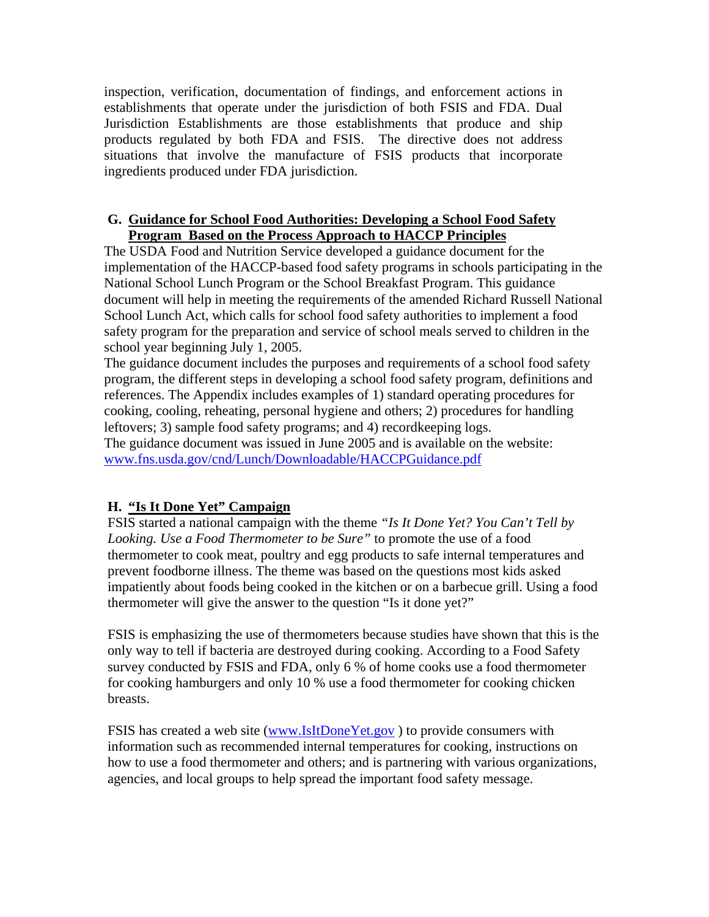inspection, verification, documentation of findings, and enforcement actions in establishments that operate under the jurisdiction of both FSIS and FDA. Dual Jurisdiction Establishments are those establishments that produce and ship products regulated by both FDA and FSIS. The directive does not address situations that involve the manufacture of FSIS products that incorporate ingredients produced under FDA jurisdiction.

## G. Guidance for School Food Authorities: Developing a School Food Safety Program Based on the Process Approach to HACCP Principles

The USDA Food and Nutrition Service developed a guidance document for the implementation of the HACCP-based food safety programs in schools participating in the National School Lunch Program or the School Breakfast Program. This guidance document will help in meeting the requirements of the amended Richard Russell National School Lunch Act, which calls for school food safety authorities to implement a food safety program for the preparation and service of school meals served to children in the school year beginning July 1, 2005.

The guidance document includes the purposes and requirements of a school food safety program, the different steps in developing a school food safety program, definitions and references. The Appendix includes examples of 1) standard operating procedures for cooking, cooling, reheating, personal hygiene and others; 2) procedures for handling leftovers; 3) sample food safety programs; and 4) recordkeeping logs.

The guidance document was issued in June 2005 and is available on the website: www.fns.usda.gov/cnd/Lunch/Downloadable/HACCPGuidance.pdf

## H. "Is It Done Yet" Campaign

FSIS started a national campaign with the theme *"Is It Done Yet? You Can't Tell by Looking. Use a Food Thermometer to be Sure"* to promote the use of a food thermometer to cook meat, poultry and egg products to safe internal temperatures and prevent foodborne illness. The theme was based on the questions most kids asked impatiently about foods being cooked in the kitchen or on a barbecue grill. Using a food thermometer will give the answer to the question "Is it done yet?"

FSIS is emphasizing the use of thermometers because studies have shown that this is the only way to tell if bacteria are destroyed during cooking. According to a Food Safety survey conducted by FSIS and FDA, only 6 % of home cooks use a food thermometer for cooking hamburgers and only 10 % use a food thermometer for cooking chicken breasts.

FSIS has created a web site (www.IsItDoneYet.gov ) to provide consumers with information such as recommended internal temperatures for cooking, instructions on how to use a food thermometer and others; and is partnering with various organizations, agencies, and local groups to help spread the important food safety message.